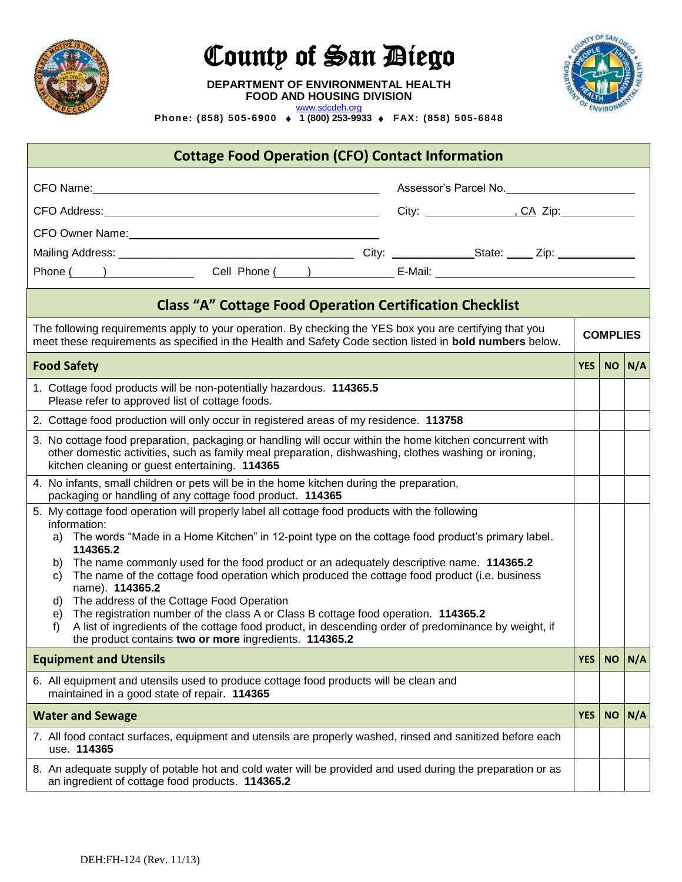# County of San Diego

**DEPARTMENT OF ENVIRONMENTAL HEALTH**
**FOOD AND HOUSING DIVISION**
www.sdcdeh.org
**Phone: (858) 505-6900 ♦ 1 (800) 253-9933 ♦ FAX: (858) 505-6848**

## Cottage Food Operation (CFO) Contact Information

CFO Name: ______________________ Assessor's Parcel No. ______________

CFO Address: ______________________ City: ______________, CA Zip: __________

CFO Owner Name: ______________________

Mailing Address: ______________________ City: ______________ State: ____ Zip: __________

Phone (____) ______________ Cell Phone (____) ______________ E-Mail: ______________________

## Class "A" Cottage Food Operation Certification Checklist

| The following requirements apply to your operation. By checking the YES box you are certifying that you meet these requirements as specified in the Health and Safety Code section listed in **bold numbers** below. | COMPLIES | | |
|---|---|---|---|
| **Food Safety** | **YES** | **NO** | **N/A** |
| 1. Cottage food products will be non-potentially hazardous. **114365.5** Please refer to approved list of cottage foods. | | | |
| 2. Cottage food production will only occur in registered areas of my residence. **113758** | | | |
| 3. No cottage food preparation, packaging or handling will occur within the home kitchen concurrent with other domestic activities, such as family meal preparation, dishwashing, clothes washing or ironing, kitchen cleaning or guest entertaining. **114365** | | | |
| 4. No infants, small children or pets will be in the home kitchen during the preparation, packaging or handling of any cottage food product. **114365** | | | |
| 5. My cottage food operation will properly label all cottage food products with the following information:<br>a) The words "Made in a Home Kitchen" in 12-point type on the cottage food product's primary label. **114365.2**<br>b) The name commonly used for the food product or an adequately descriptive name. **114365.2**<br>c) The name of the cottage food operation which produced the cottage food product (i.e. business name). **114365.2**<br>d) The address of the Cottage Food Operation<br>e) The registration number of the class A or Class B cottage food operation. **114365.2**<br>f) A list of ingredients of the cottage food product, in descending order of predominance by weight, if the product contains **two or more** ingredients. **114365.2** | | | |
| **Equipment and Utensils** | **YES** | **NO** | **N/A** |
| 6. All equipment and utensils used to produce cottage food products will be clean and maintained in a good state of repair. **114365** | | | |
| **Water and Sewage** | **YES** | **NO** | **N/A** |
| 7. All food contact surfaces, equipment and utensils are properly washed, rinsed and sanitized before each use. **114365** | | | |
| 8. An adequate supply of potable hot and cold water will be provided and used during the preparation or as an ingredient of cottage food products. **114365.2** | | | |

DEH:FH-124 (Rev. 11/13)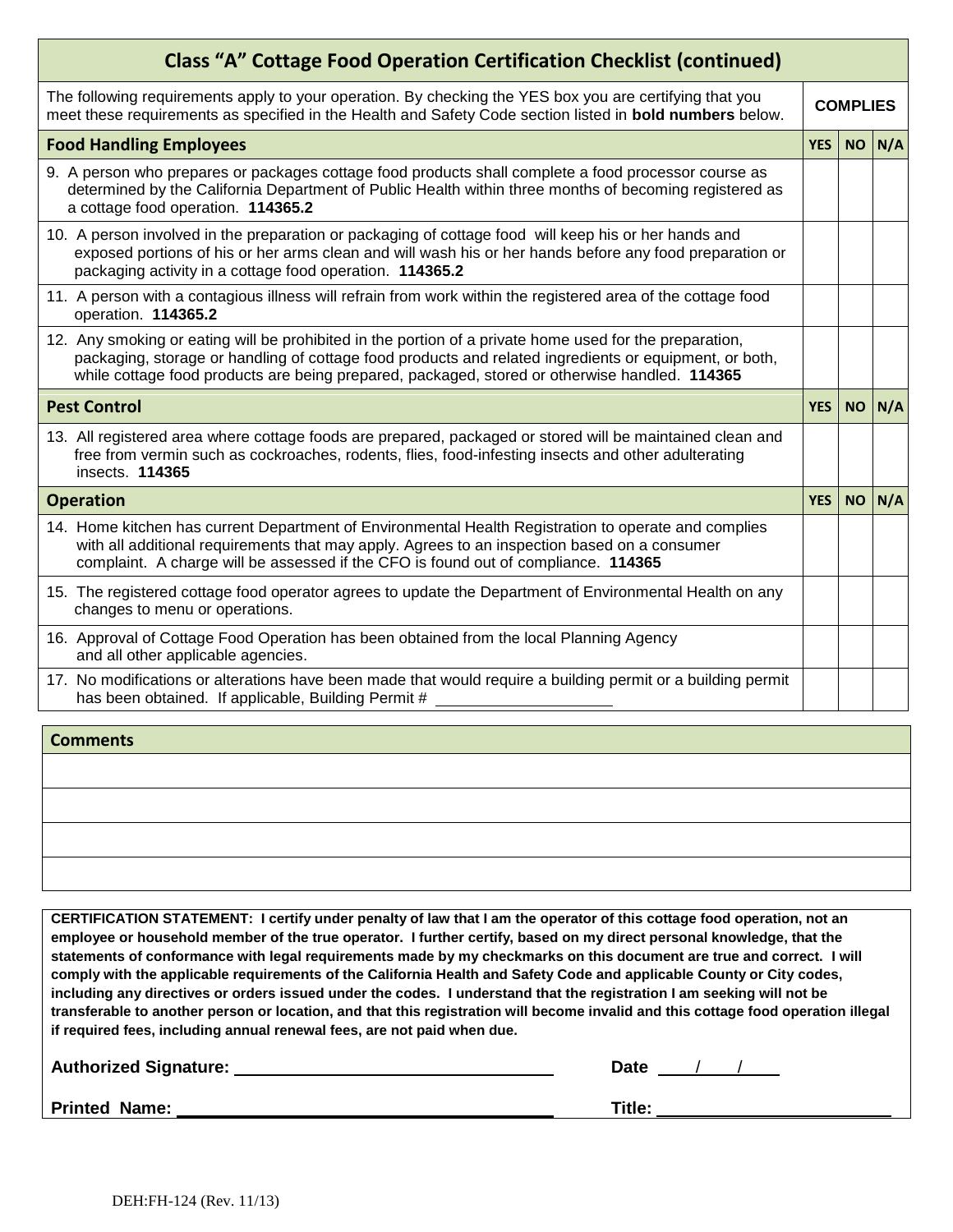## Class "A" Cottage Food Operation Certification Checklist (continued)

| The following requirements apply to your operation. By checking the YES box you are certifying that you meet these requirements as specified in the Health and Safety Code section listed in **bold numbers** below. | COMPLIES | | |
|---|---|---|---|
| **Food Handling Employees** | **YES** | **NO** | **N/A** |
| 9. A person who prepares or packages cottage food products shall complete a food processor course as determined by the California Department of Public Health within three months of becoming registered as a cottage food operation. **114365.2** | | | |
| 10. A person involved in the preparation or packaging of cottage food will keep his or her hands and exposed portions of his or her arms clean and will wash his or her hands before any food preparation or packaging activity in a cottage food operation. **114365.2** | | | |
| 11. A person with a contagious illness will refrain from work within the registered area of the cottage food operation. **114365.2** | | | |
| 12. Any smoking or eating will be prohibited in the portion of a private home used for the preparation, packaging, storage or handling of cottage food products and related ingredients or equipment, or both, while cottage food products are being prepared, packaged, stored or otherwise handled. **114365** | | | |
| **Pest Control** | **YES** | **NO** | **N/A** |
| 13. All registered area where cottage foods are prepared, packaged or stored will be maintained clean and free from vermin such as cockroaches, rodents, flies, food-infesting insects and other adulterating insects. **114365** | | | |
| **Operation** | **YES** | **NO** | **N/A** |
| 14. Home kitchen has current Department of Environmental Health Registration to operate and complies with all additional requirements that may apply. Agrees to an inspection based on a consumer complaint. A charge will be assessed if the CFO is found out of compliance. **114365** | | | |
| 15. The registered cottage food operator agrees to update the Department of Environmental Health on any changes to menu or operations. | | | |
| 16. Approval of Cottage Food Operation has been obtained from the local Planning Agency and all other applicable agencies. | | | |
| 17. No modifications or alterations have been made that would require a building permit or a building permit has been obtained. If applicable, Building Permit # ____________________ | | | |

| Comments |
|---|
| |
| |
| |
| |

**CERTIFICATION STATEMENT: I certify under penalty of law that I am the operator of this cottage food operation, not an employee or household member of the true operator. I further certify, based on my direct personal knowledge, that the statements of conformance with legal requirements made by my checkmarks on this document are true and correct. I will comply with the applicable requirements of the California Health and Safety Code and applicable County or City codes, including any directives or orders issued under the codes. I understand that the registration I am seeking will not be transferable to another person or location, and that this registration will become invalid and this cottage food operation illegal if required fees, including annual renewal fees, are not paid when due.**

**Authorized Signature:** ________________________________ **Date** ____/____/____

**Printed Name:** ________________________________________ **Title:** ________________________

DEH:FH-124 (Rev. 11/13)